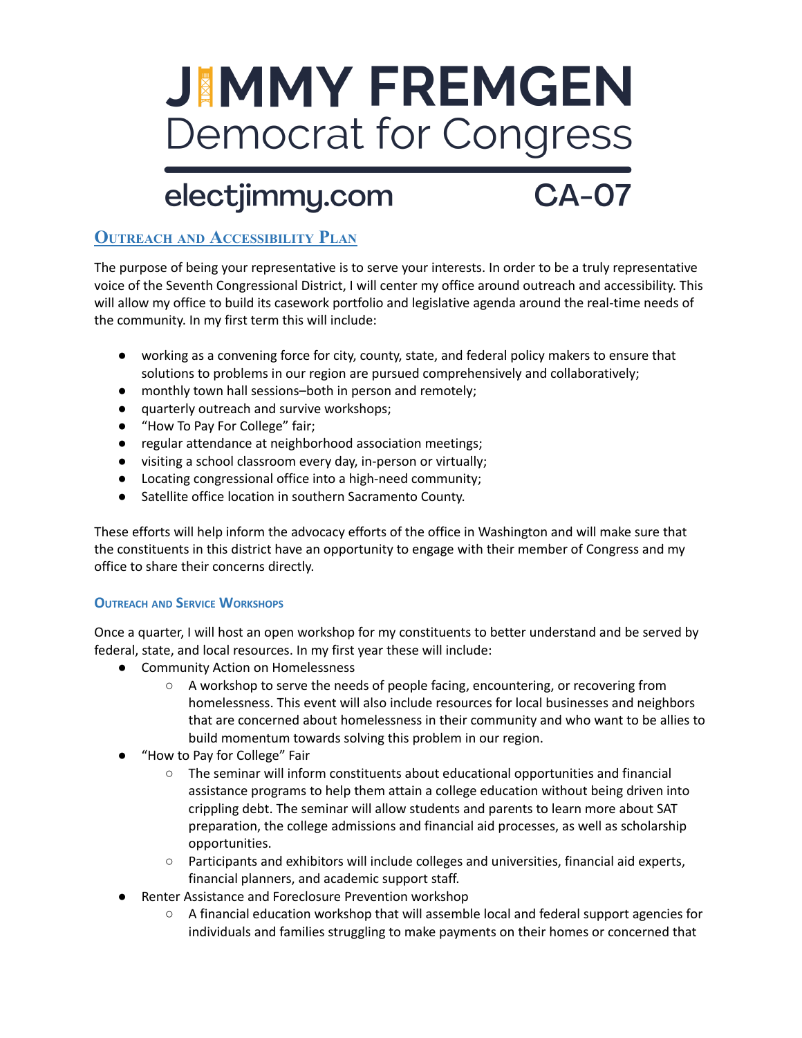# JIMMY FREMGEN
## Democrat for Congress

electjimmy.com CA-07

## Outreach and Accessibility Plan

The purpose of being your representative is to serve your interests. In order to be a truly representative voice of the Seventh Congressional District, I will center my office around outreach and accessibility. This will allow my office to build its casework portfolio and legislative agenda around the real-time needs of the community. In my first term this will include:

- working as a convening force for city, county, state, and federal policy makers to ensure that solutions to problems in our region are pursued comprehensively and collaboratively;
- monthly town hall sessions–both in person and remotely;
- quarterly outreach and survive workshops;
- "How To Pay For College" fair;
- regular attendance at neighborhood association meetings;
- visiting a school classroom every day, in-person or virtually;
- Locating congressional office into a high-need community;
- Satellite office location in southern Sacramento County.

These efforts will help inform the advocacy efforts of the office in Washington and will make sure that the constituents in this district have an opportunity to engage with their member of Congress and my office to share their concerns directly.

### Outreach and Service Workshops

Once a quarter, I will host an open workshop for my constituents to better understand and be served by federal, state, and local resources. In my first year these will include:

- Community Action on Homelessness
  - A workshop to serve the needs of people facing, encountering, or recovering from homelessness. This event will also include resources for local businesses and neighbors that are concerned about homelessness in their community and who want to be allies to build momentum towards solving this problem in our region.
- "How to Pay for College" Fair
  - The seminar will inform constituents about educational opportunities and financial assistance programs to help them attain a college education without being driven into crippling debt. The seminar will allow students and parents to learn more about SAT preparation, the college admissions and financial aid processes, as well as scholarship opportunities.
  - Participants and exhibitors will include colleges and universities, financial aid experts, financial planners, and academic support staff.
- Renter Assistance and Foreclosure Prevention workshop
  - A financial education workshop that will assemble local and federal support agencies for individuals and families struggling to make payments on their homes or concerned that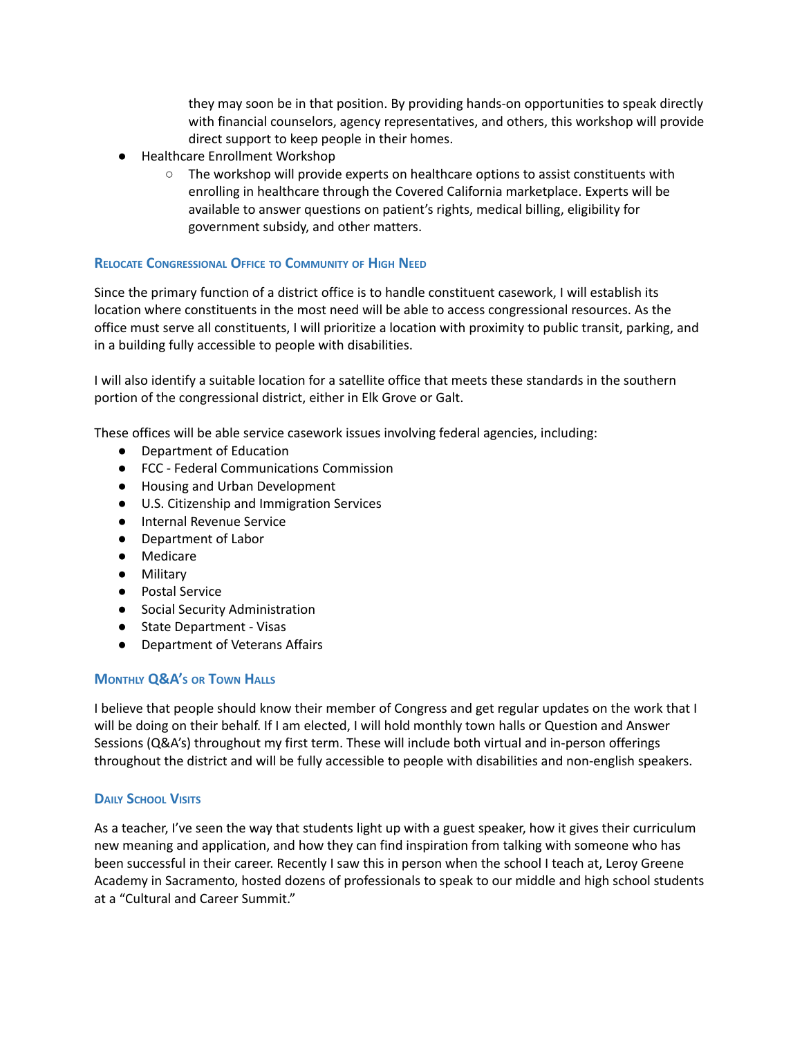they may soon be in that position. By providing hands-on opportunities to speak directly with financial counselors, agency representatives, and others, this workshop will provide direct support to keep people in their homes.

- Healthcare Enrollment Workshop
  - The workshop will provide experts on healthcare options to assist constituents with enrolling in healthcare through the Covered California marketplace. Experts will be available to answer questions on patient's rights, medical billing, eligibility for government subsidy, and other matters.

### Relocate Congressional Office to Community of High Need

Since the primary function of a district office is to handle constituent casework, I will establish its location where constituents in the most need will be able to access congressional resources. As the office must serve all constituents, I will prioritize a location with proximity to public transit, parking, and in a building fully accessible to people with disabilities.

I will also identify a suitable location for a satellite office that meets these standards in the southern portion of the congressional district, either in Elk Grove or Galt.

These offices will be able service casework issues involving federal agencies, including:

- Department of Education
- FCC - Federal Communications Commission
- Housing and Urban Development
- U.S. Citizenship and Immigration Services
- Internal Revenue Service
- Department of Labor
- Medicare
- Military
- Postal Service
- Social Security Administration
- State Department - Visas
- Department of Veterans Affairs

### Monthly Q&A's or Town Halls

I believe that people should know their member of Congress and get regular updates on the work that I will be doing on their behalf. If I am elected, I will hold monthly town halls or Question and Answer Sessions (Q&A's) throughout my first term. These will include both virtual and in-person offerings throughout the district and will be fully accessible to people with disabilities and non-english speakers.

### Daily School Visits

As a teacher, I've seen the way that students light up with a guest speaker, how it gives their curriculum new meaning and application, and how they can find inspiration from talking with someone who has been successful in their career. Recently I saw this in person when the school I teach at, Leroy Greene Academy in Sacramento, hosted dozens of professionals to speak to our middle and high school students at a "Cultural and Career Summit."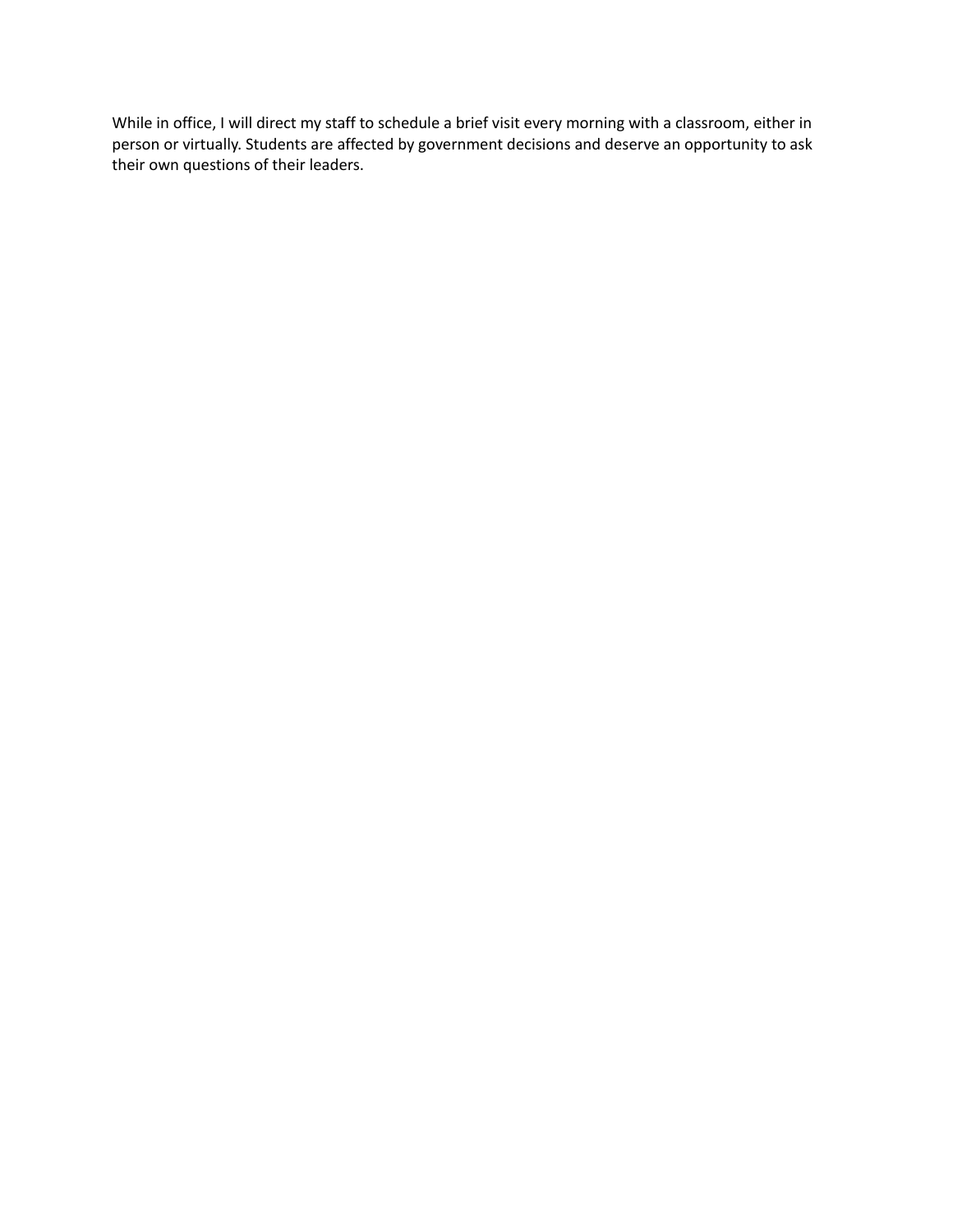While in office, I will direct my staff to schedule a brief visit every morning with a classroom, either in person or virtually. Students are affected by government decisions and deserve an opportunity to ask their own questions of their leaders.